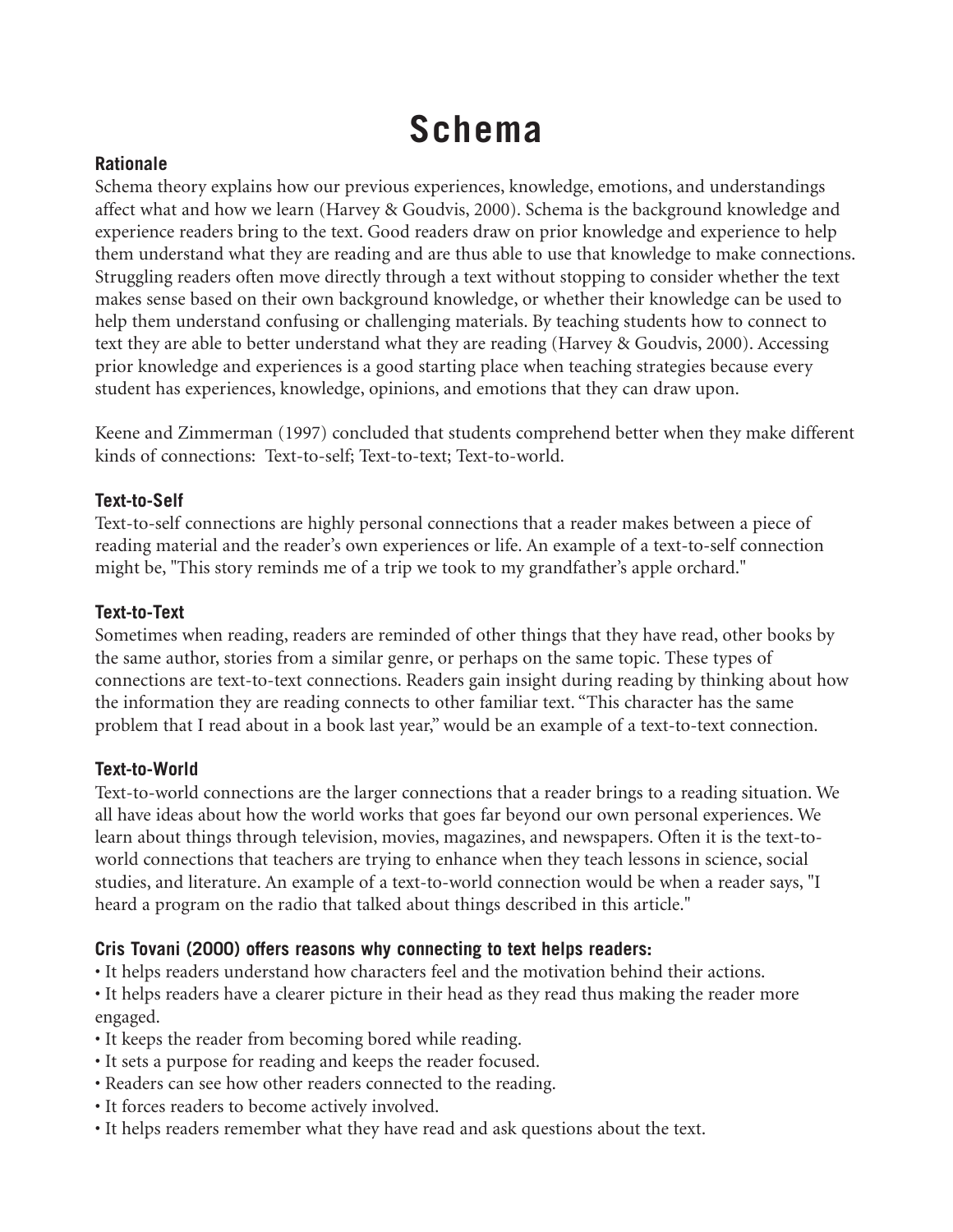# Schema

## Rationale

Schema theory explains how our previous experiences, knowledge, emotions, and understandings affect what and how we learn (Harvey & Goudvis, 2000). Schema is the background knowledge and experience readers bring to the text. Good readers draw on prior knowledge and experience to help them understand what they are reading and are thus able to use that knowledge to make connections. Struggling readers often move directly through a text without stopping to consider whether the text makes sense based on their own background knowledge, or whether their knowledge can be used to help them understand confusing or challenging materials. By teaching students how to connect to text they are able to better understand what they are reading (Harvey & Goudvis, 2000). Accessing prior knowledge and experiences is a good starting place when teaching strategies because every student has experiences, knowledge, opinions, and emotions that they can draw upon.

Keene and Zimmerman (1997) concluded that students comprehend better when they make different kinds of connections: Text-to-self; Text-to-text; Text-to-world.

## Text-to-Self

Text-to-self connections are highly personal connections that a reader makes between a piece of reading material and the reader's own experiences or life. An example of a text-to-self connection might be, "This story reminds me of a trip we took to my grandfather's apple orchard."

## Text-to-Text

Sometimes when reading, readers are reminded of other things that they have read, other books by the same author, stories from a similar genre, or perhaps on the same topic. These types of connections are text-to-text connections. Readers gain insight during reading by thinking about how the information they are reading connects to other familiar text. "This character has the same problem that I read about in a book last year," would be an example of a text-to-text connection.

## Text-to-World

Text-to-world connections are the larger connections that a reader brings to a reading situation. We all have ideas about how the world works that goes far beyond our own personal experiences. We learn about things through television, movies, magazines, and newspapers. Often it is the text-to-world connections that teachers are trying to enhance when they teach lessons in science, social studies, and literature. An example of a text-to-world connection would be when a reader says, "I heard a program on the radio that talked about things described in this article."

## Cris Tovani (2000) offers reasons why connecting to text helps readers:

- It helps readers understand how characters feel and the motivation behind their actions.
- It helps readers have a clearer picture in their head as they read thus making the reader more engaged.
- It keeps the reader from becoming bored while reading.
- It sets a purpose for reading and keeps the reader focused.
- Readers can see how other readers connected to the reading.
- It forces readers to become actively involved.
- It helps readers remember what they have read and ask questions about the text.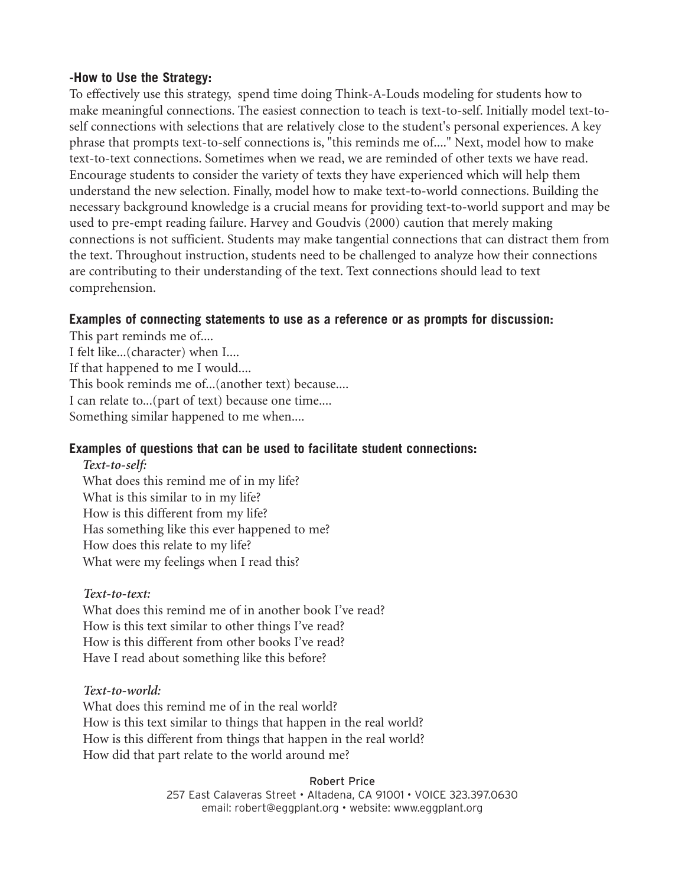**-How to Use the Strategy:**

To effectively use this strategy, spend time doing Think-A-Louds modeling for students how to make meaningful connections. The easiest connection to teach is text-to-self. Initially model text-to-self connections with selections that are relatively close to the student's personal experiences. A key phrase that prompts text-to-self connections is, "this reminds me of...." Next, model how to make text-to-text connections. Sometimes when we read, we are reminded of other texts we have read. Encourage students to consider the variety of texts they have experienced which will help them understand the new selection. Finally, model how to make text-to-world connections. Building the necessary background knowledge is a crucial means for providing text-to-world support and may be used to pre-empt reading failure. Harvey and Goudvis (2000) caution that merely making connections is not sufficient. Students may make tangential connections that can distract them from the text. Throughout instruction, students need to be challenged to analyze how their connections are contributing to their understanding of the text. Text connections should lead to text comprehension.

**Examples of connecting statements to use as a reference or as prompts for discussion:**

This part reminds me of....
I felt like...(character) when I....
If that happened to me I would....
This book reminds me of...(another text) because....
I can relate to...(part of text) because one time....
Something similar happened to me when....

**Examples of questions that can be used to facilitate student connections:**

*Text-to-self:*

What does this remind me of in my life?
What is this similar to in my life?
How is this different from my life?
Has something like this ever happened to me?
How does this relate to my life?
What were my feelings when I read this?

*Text-to-text:*

What does this remind me of in another book I've read?
How is this text similar to other things I've read?
How is this different from other books I've read?
Have I read about something like this before?

*Text-to-world:*

What does this remind me of in the real world?
How is this text similar to things that happen in the real world?
How is this different from things that happen in the real world?
How did that part relate to the world around me?

Robert Price
257 East Calaveras Street • Altadena, CA 91001 • VOICE 323.397.0630
email: robert@eggplant.org • website: www.eggplant.org